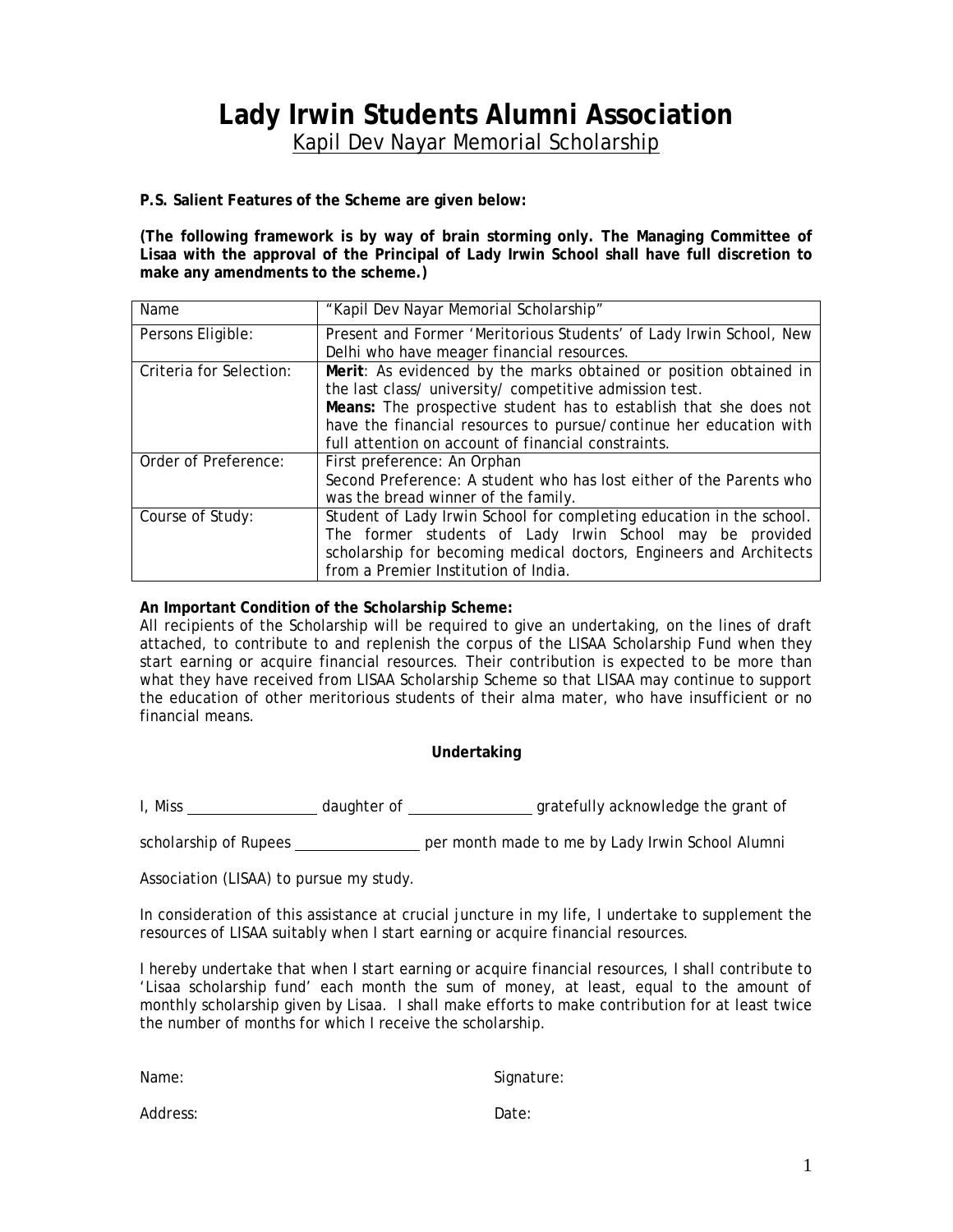# Lady Irwin Students Alumni Association

Kapil Dev Nayar Memorial Scholarship

**P.S. Salient Features of the Scheme are given below:**

**(The following framework is by way of brain storming only. The Managing Committee of Lisaa with the approval of the Principal of Lady Irwin School shall have full discretion to make any amendments to the scheme.)**

| Name | "Kapil Dev Nayar Memorial Scholarship" |
|---|---|
| Persons Eligible: | Present and Former 'Meritorious Students' of Lady Irwin School, New Delhi who have meager financial resources. |
| Criteria for Selection: | **Merit**: As evidenced by the marks obtained or position obtained in the last class/ university/ competitive admission test. **Means:** The prospective student has to establish that she does not have the financial resources to pursue/continue her education with full attention on account of financial constraints. |
| Order of Preference: | First preference: An Orphan Second Preference: A student who has lost either of the Parents who was the bread winner of the family. |
| Course of Study: | Student of Lady Irwin School for completing education in the school. The former students of Lady Irwin School may be provided scholarship for becoming medical doctors, Engineers and Architects from a Premier Institution of India. |

**An Important Condition of the Scholarship Scheme:**
All recipients of the Scholarship will be required to give an undertaking, on the lines of draft attached, to contribute to and replenish the corpus of the LISAA Scholarship Fund when they start earning or acquire financial resources. Their contribution is expected to be more than what they have received from LISAA Scholarship Scheme so that LISAA may continue to support the education of other meritorious students of their alma mater, who have insufficient or no financial means.

**Undertaking**

I, Miss ________________ daughter of ________________ gratefully acknowledge the grant of

scholarship of Rupees ________________ per month made to me by Lady Irwin School Alumni

Association (LISAA) to pursue my study.

In consideration of this assistance at crucial juncture in my life, I undertake to supplement the resources of LISAA suitably when I start earning or acquire financial resources.

I hereby undertake that when I start earning or acquire financial resources, I shall contribute to 'Lisaa scholarship fund' each month the sum of money, at least, equal to the amount of monthly scholarship given by Lisaa. I shall make efforts to make contribution for at least twice the number of months for which I receive the scholarship.

Name: Signature:

Address: Date: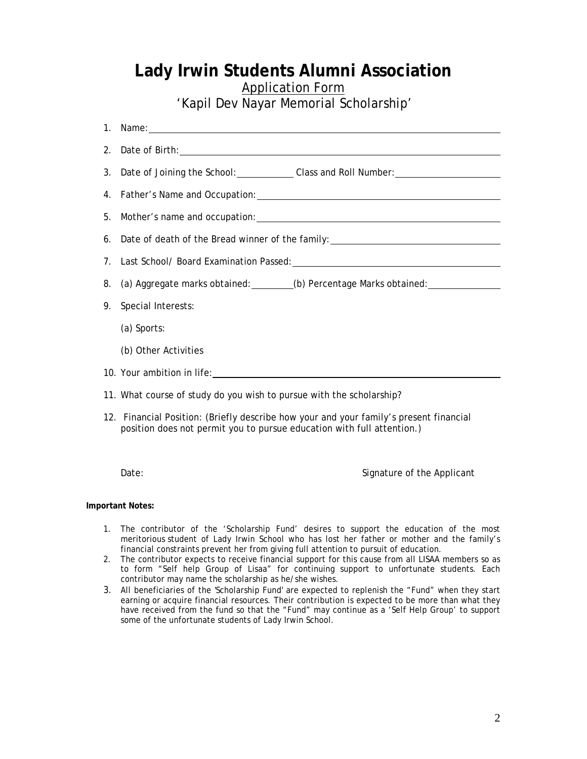# Lady Irwin Students Alumni Association

Application Form

'Kapil Dev Nayar Memorial Scholarship'

1. Name: ______________________________
2. Date of Birth: ______________________________
3. Date of Joining the School: ____________ Class and Roll Number: ______________
4. Father's Name and Occupation: ______________________________
5. Mother's name and occupation: ______________________________
6. Date of death of the Bread winner of the family: ______________________________
7. Last School/ Board Examination Passed: ______________________________
8. (a) Aggregate marks obtained: ________ (b) Percentage Marks obtained: ______________
9. Special Interests:

   (a) Sports:

   (b) Other Activities
10. Your ambition in life: ______________________________
11. What course of study do you wish to pursue with the scholarship?
12. Financial Position: (Briefly describe how your and your family's present financial position does not permit you to pursue education with full attention.)

Date: Signature of the Applicant

**Important Notes:**

1. The contributor of the 'Scholarship Fund' desires to support the education of the most meritorious student of Lady Irwin School who has lost her father or mother and the family's financial constraints prevent her from giving full attention to pursuit of education.
2. The contributor expects to receive financial support for this cause from all LISAA members so as to form "Self help Group of Lisaa" for continuing support to unfortunate students. Each contributor may name the scholarship as he/she wishes.
3. All beneficiaries of the 'Scholarship Fund' are expected to replenish the "Fund" when they start earning or acquire financial resources. Their contribution is expected to be more than what they have received from the fund so that the "Fund" may continue as a 'Self Help Group' to support some of the unfortunate students of Lady Irwin School.